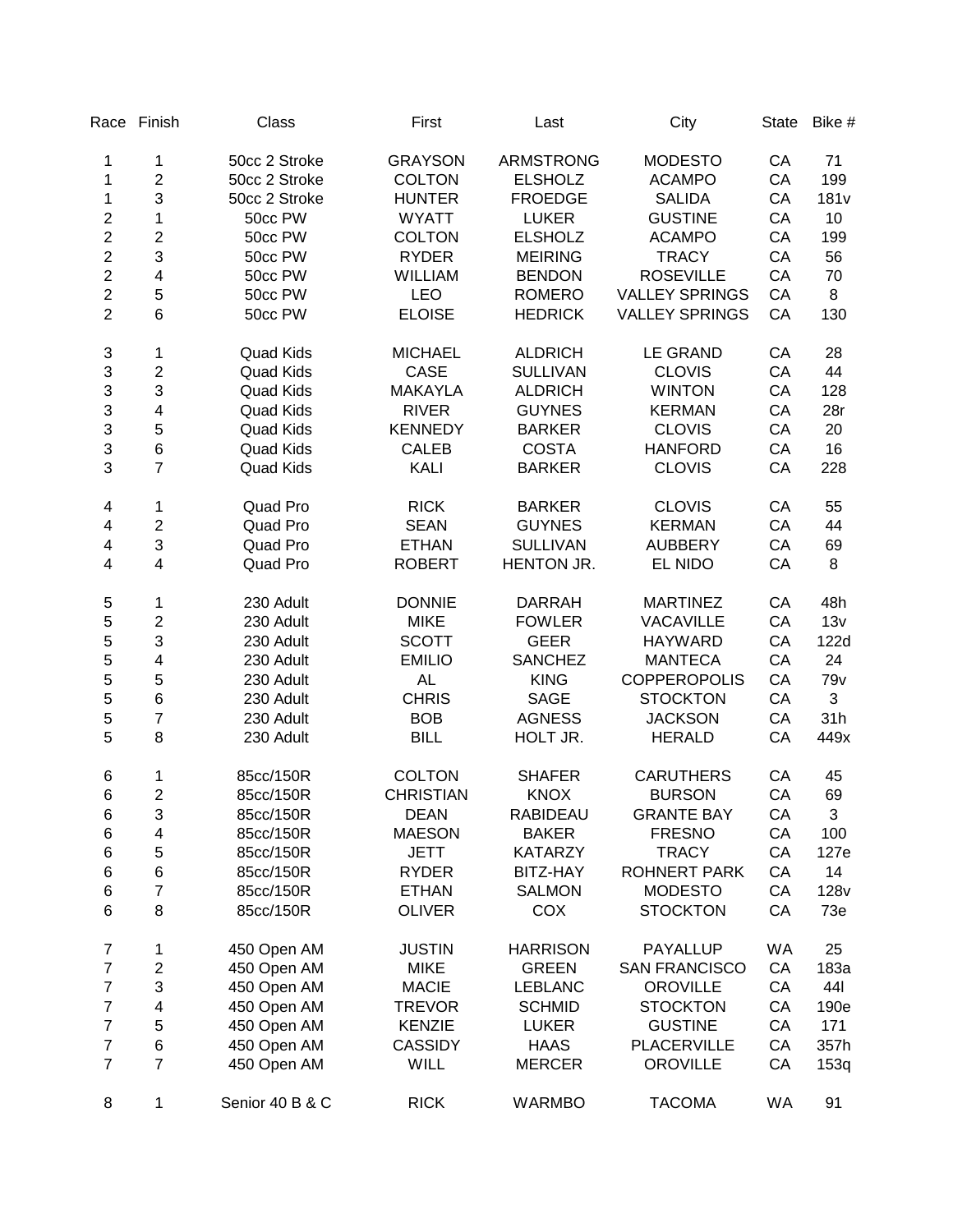| Race | Finish | Class | First | Last | City | State | Bike # |
|---|---|---|---|---|---|---|---|
| 1 | 1 | 50cc 2 Stroke | GRAYSON | ARMSTRONG | MODESTO | CA | 71 |
| 1 | 2 | 50cc 2 Stroke | COLTON | ELSHOLZ | ACAMPO | CA | 199 |
| 1 | 3 | 50cc 2 Stroke | HUNTER | FROEDGE | SALIDA | CA | 181v |
| 2 | 1 | 50cc PW | WYATT | LUKER | GUSTINE | CA | 10 |
| 2 | 2 | 50cc PW | COLTON | ELSHOLZ | ACAMPO | CA | 199 |
| 2 | 3 | 50cc PW | RYDER | MEIRING | TRACY | CA | 56 |
| 2 | 4 | 50cc PW | WILLIAM | BENDON | ROSEVILLE | CA | 70 |
| 2 | 5 | 50cc PW | LEO | ROMERO | VALLEY SPRINGS | CA | 8 |
| 2 | 6 | 50cc PW | ELOISE | HEDRICK | VALLEY SPRINGS | CA | 130 |
| 3 | 1 | Quad Kids | MICHAEL | ALDRICH | LE GRAND | CA | 28 |
| 3 | 2 | Quad Kids | CASE | SULLIVAN | CLOVIS | CA | 44 |
| 3 | 3 | Quad Kids | MAKAYLA | ALDRICH | WINTON | CA | 128 |
| 3 | 4 | Quad Kids | RIVER | GUYNES | KERMAN | CA | 28r |
| 3 | 5 | Quad Kids | KENNEDY | BARKER | CLOVIS | CA | 20 |
| 3 | 6 | Quad Kids | CALEB | COSTA | HANFORD | CA | 16 |
| 3 | 7 | Quad Kids | KALI | BARKER | CLOVIS | CA | 228 |
| 4 | 1 | Quad Pro | RICK | BARKER | CLOVIS | CA | 55 |
| 4 | 2 | Quad Pro | SEAN | GUYNES | KERMAN | CA | 44 |
| 4 | 3 | Quad Pro | ETHAN | SULLIVAN | AUBBERY | CA | 69 |
| 4 | 4 | Quad Pro | ROBERT | HENTON JR. | EL NIDO | CA | 8 |
| 5 | 1 | 230 Adult | DONNIE | DARRAH | MARTINEZ | CA | 48h |
| 5 | 2 | 230 Adult | MIKE | FOWLER | VACAVILLE | CA | 13v |
| 5 | 3 | 230 Adult | SCOTT | GEER | HAYWARD | CA | 122d |
| 5 | 4 | 230 Adult | EMILIO | SANCHEZ | MANTECA | CA | 24 |
| 5 | 5 | 230 Adult | AL | KING | COPPEROPOLIS | CA | 79v |
| 5 | 6 | 230 Adult | CHRIS | SAGE | STOCKTON | CA | 3 |
| 5 | 7 | 230 Adult | BOB | AGNESS | JACKSON | CA | 31h |
| 5 | 8 | 230 Adult | BILL | HOLT JR. | HERALD | CA | 449x |
| 6 | 1 | 85cc/150R | COLTON | SHAFER | CARUTHERS | CA | 45 |
| 6 | 2 | 85cc/150R | CHRISTIAN | KNOX | BURSON | CA | 69 |
| 6 | 3 | 85cc/150R | DEAN | RABIDEAU | GRANTE BAY | CA | 3 |
| 6 | 4 | 85cc/150R | MAESON | BAKER | FRESNO | CA | 100 |
| 6 | 5 | 85cc/150R | JETT | KATARZY | TRACY | CA | 127e |
| 6 | 6 | 85cc/150R | RYDER | BITZ-HAY | ROHNERT PARK | CA | 14 |
| 6 | 7 | 85cc/150R | ETHAN | SALMON | MODESTO | CA | 128v |
| 6 | 8 | 85cc/150R | OLIVER | COX | STOCKTON | CA | 73e |
| 7 | 1 | 450 Open AM | JUSTIN | HARRISON | PAYALLUP | WA | 25 |
| 7 | 2 | 450 Open AM | MIKE | GREEN | SAN FRANCISCO | CA | 183a |
| 7 | 3 | 450 Open AM | MACIE | LEBLANC | OROVILLE | CA | 44l |
| 7 | 4 | 450 Open AM | TREVOR | SCHMID | STOCKTON | CA | 190e |
| 7 | 5 | 450 Open AM | KENZIE | LUKER | GUSTINE | CA | 171 |
| 7 | 6 | 450 Open AM | CASSIDY | HAAS | PLACERVILLE | CA | 357h |
| 7 | 7 | 450 Open AM | WILL | MERCER | OROVILLE | CA | 153q |
| 8 | 1 | Senior 40 B & C | RICK | WARMBO | TACOMA | WA | 91 |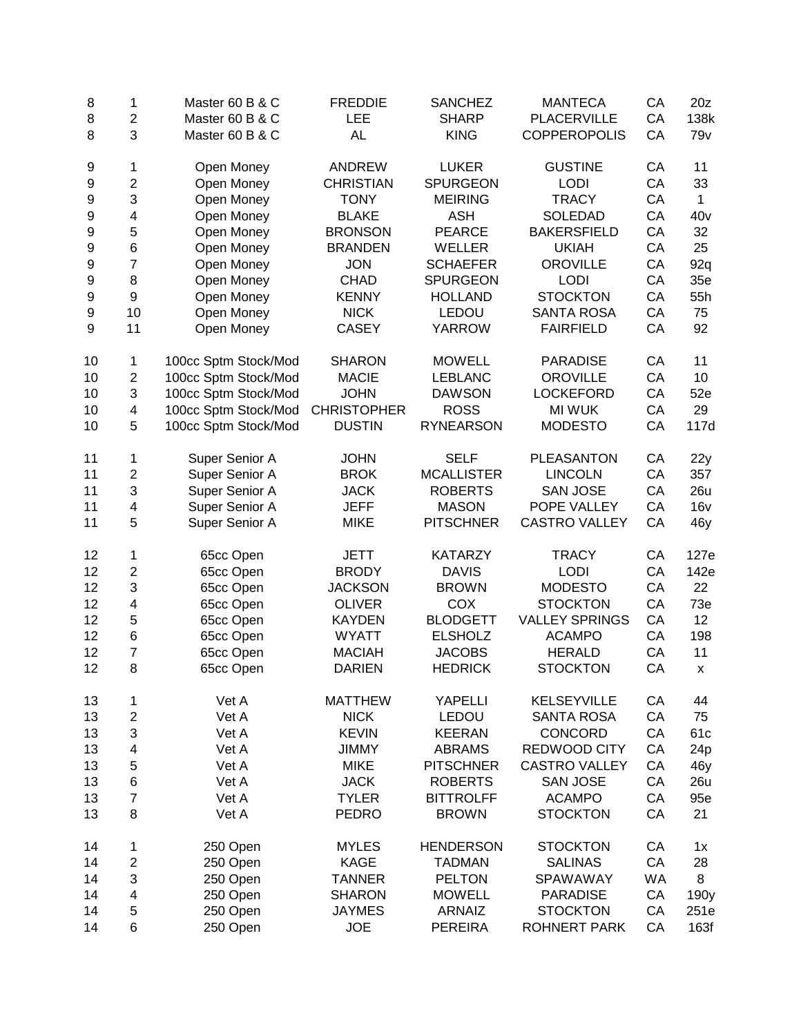| | | | | | | | |
|---|---|---|---|---|---|---|---|
| 8 | 1 | Master 60 B & C | FREDDIE | SANCHEZ | MANTECA | CA | 20z |
| 8 | 2 | Master 60 B & C | LEE | SHARP | PLACERVILLE | CA | 138k |
| 8 | 3 | Master 60 B & C | AL | KING | COPPEROPOLIS | CA | 79v |
| | | | | | | | |
| 9 | 1 | Open Money | ANDREW | LUKER | GUSTINE | CA | 11 |
| 9 | 2 | Open Money | CHRISTIAN | SPURGEON | LODI | CA | 33 |
| 9 | 3 | Open Money | TONY | MEIRING | TRACY | CA | 1 |
| 9 | 4 | Open Money | BLAKE | ASH | SOLEDAD | CA | 40v |
| 9 | 5 | Open Money | BRONSON | PEARCE | BAKERSFIELD | CA | 32 |
| 9 | 6 | Open Money | BRANDEN | WELLER | UKIAH | CA | 25 |
| 9 | 7 | Open Money | JON | SCHAEFER | OROVILLE | CA | 92q |
| 9 | 8 | Open Money | CHAD | SPURGEON | LODI | CA | 35e |
| 9 | 9 | Open Money | KENNY | HOLLAND | STOCKTON | CA | 55h |
| 9 | 10 | Open Money | NICK | LEDOU | SANTA ROSA | CA | 75 |
| 9 | 11 | Open Money | CASEY | YARROW | FAIRFIELD | CA | 92 |
| | | | | | | | |
| 10 | 1 | 100cc Sptm Stock/Mod | SHARON | MOWELL | PARADISE | CA | 11 |
| 10 | 2 | 100cc Sptm Stock/Mod | MACIE | LEBLANC | OROVILLE | CA | 10 |
| 10 | 3 | 100cc Sptm Stock/Mod | JOHN | DAWSON | LOCKEFORD | CA | 52e |
| 10 | 4 | 100cc Sptm Stock/Mod | CHRISTOPHER | ROSS | MI WUK | CA | 29 |
| 10 | 5 | 100cc Sptm Stock/Mod | DUSTIN | RYNEARSON | MODESTO | CA | 117d |
| | | | | | | | |
| 11 | 1 | Super Senior A | JOHN | SELF | PLEASANTON | CA | 22y |
| 11 | 2 | Super Senior A | BROK | MCALLISTER | LINCOLN | CA | 357 |
| 11 | 3 | Super Senior A | JACK | ROBERTS | SAN JOSE | CA | 26u |
| 11 | 4 | Super Senior A | JEFF | MASON | POPE VALLEY | CA | 16v |
| 11 | 5 | Super Senior A | MIKE | PITSCHNER | CASTRO VALLEY | CA | 46y |
| | | | | | | | |
| 12 | 1 | 65cc Open | JETT | KATARZY | TRACY | CA | 127e |
| 12 | 2 | 65cc Open | BRODY | DAVIS | LODI | CA | 142e |
| 12 | 3 | 65cc Open | JACKSON | BROWN | MODESTO | CA | 22 |
| 12 | 4 | 65cc Open | OLIVER | COX | STOCKTON | CA | 73e |
| 12 | 5 | 65cc Open | KAYDEN | BLODGETT | VALLEY SPRINGS | CA | 12 |
| 12 | 6 | 65cc Open | WYATT | ELSHOLZ | ACAMPO | CA | 198 |
| 12 | 7 | 65cc Open | MACIAH | JACOBS | HERALD | CA | 11 |
| 12 | 8 | 65cc Open | DARIEN | HEDRICK | STOCKTON | CA | x |
| | | | | | | | |
| 13 | 1 | Vet A | MATTHEW | YAPELLI | KELSEYVILLE | CA | 44 |
| 13 | 2 | Vet A | NICK | LEDOU | SANTA ROSA | CA | 75 |
| 13 | 3 | Vet A | KEVIN | KEERAN | CONCORD | CA | 61c |
| 13 | 4 | Vet A | JIMMY | ABRAMS | REDWOOD CITY | CA | 24p |
| 13 | 5 | Vet A | MIKE | PITSCHNER | CASTRO VALLEY | CA | 46y |
| 13 | 6 | Vet A | JACK | ROBERTS | SAN JOSE | CA | 26u |
| 13 | 7 | Vet A | TYLER | BITTROLFF | ACAMPO | CA | 95e |
| 13 | 8 | Vet A | PEDRO | BROWN | STOCKTON | CA | 21 |
| | | | | | | | |
| 14 | 1 | 250 Open | MYLES | HENDERSON | STOCKTON | CA | 1x |
| 14 | 2 | 250 Open | KAGE | TADMAN | SALINAS | CA | 28 |
| 14 | 3 | 250 Open | TANNER | PELTON | SPAWAWAY | WA | 8 |
| 14 | 4 | 250 Open | SHARON | MOWELL | PARADISE | CA | 190y |
| 14 | 5 | 250 Open | JAYMES | ARNAIZ | STOCKTON | CA | 251e |
| 14 | 6 | 250 Open | JOE | PEREIRA | ROHNERT PARK | CA | 163f |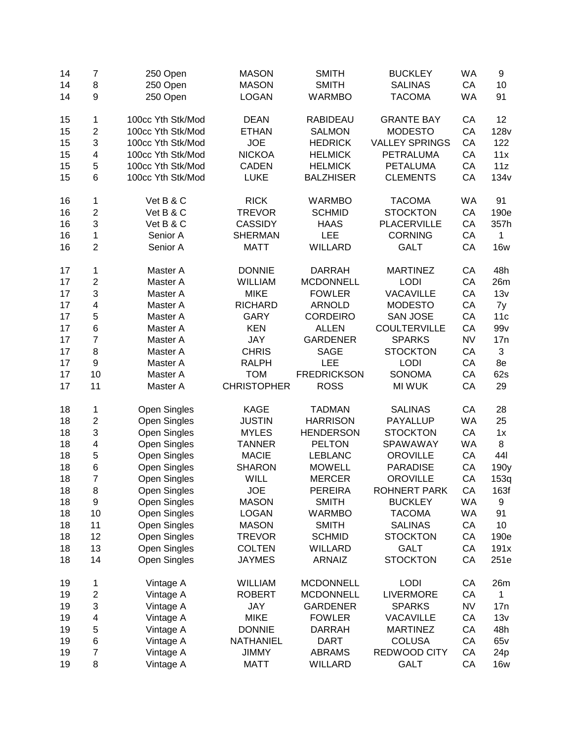| | | | | | | | |
|---|---|---|---|---|---|---|---|
| 14 | 7 | 250 Open | MASON | SMITH | BUCKLEY | WA | 9 |
| 14 | 8 | 250 Open | MASON | SMITH | SALINAS | CA | 10 |
| 14 | 9 | 250 Open | LOGAN | WARMBO | TACOMA | WA | 91 |
| | | | | | | | |
| 15 | 1 | 100cc Yth Stk/Mod | DEAN | RABIDEAU | GRANTE BAY | CA | 12 |
| 15 | 2 | 100cc Yth Stk/Mod | ETHAN | SALMON | MODESTO | CA | 128v |
| 15 | 3 | 100cc Yth Stk/Mod | JOE | HEDRICK | VALLEY SPRINGS | CA | 122 |
| 15 | 4 | 100cc Yth Stk/Mod | NICKOA | HELMICK | PETRALUMA | CA | 11x |
| 15 | 5 | 100cc Yth Stk/Mod | CADEN | HELMICK | PETALUMA | CA | 11z |
| 15 | 6 | 100cc Yth Stk/Mod | LUKE | BALZHISER | CLEMENTS | CA | 134v |
| | | | | | | | |
| 16 | 1 | Vet B & C | RICK | WARMBO | TACOMA | WA | 91 |
| 16 | 2 | Vet B & C | TREVOR | SCHMID | STOCKTON | CA | 190e |
| 16 | 3 | Vet B & C | CASSIDY | HAAS | PLACERVILLE | CA | 357h |
| 16 | 1 | Senior A | SHERMAN | LEE | CORNING | CA | 1 |
| 16 | 2 | Senior A | MATT | WILLARD | GALT | CA | 16w |
| | | | | | | | |
| 17 | 1 | Master A | DONNIE | DARRAH | MARTINEZ | CA | 48h |
| 17 | 2 | Master A | WILLIAM | MCDONNELL | LODI | CA | 26m |
| 17 | 3 | Master A | MIKE | FOWLER | VACAVILLE | CA | 13v |
| 17 | 4 | Master A | RICHARD | ARNOLD | MODESTO | CA | 7y |
| 17 | 5 | Master A | GARY | CORDEIRO | SAN JOSE | CA | 11c |
| 17 | 6 | Master A | KEN | ALLEN | COULTERVILLE | CA | 99v |
| 17 | 7 | Master A | JAY | GARDENER | SPARKS | NV | 17n |
| 17 | 8 | Master A | CHRIS | SAGE | STOCKTON | CA | 3 |
| 17 | 9 | Master A | RALPH | LEE | LODI | CA | 8e |
| 17 | 10 | Master A | TOM | FREDRICKSON | SONOMA | CA | 62s |
| 17 | 11 | Master A | CHRISTOPHER | ROSS | MI WUK | CA | 29 |
| | | | | | | | |
| 18 | 1 | Open Singles | KAGE | TADMAN | SALINAS | CA | 28 |
| 18 | 2 | Open Singles | JUSTIN | HARRISON | PAYALLUP | WA | 25 |
| 18 | 3 | Open Singles | MYLES | HENDERSON | STOCKTON | CA | 1x |
| 18 | 4 | Open Singles | TANNER | PELTON | SPAWAWAY | WA | 8 |
| 18 | 5 | Open Singles | MACIE | LEBLANC | OROVILLE | CA | 44l |
| 18 | 6 | Open Singles | SHARON | MOWELL | PARADISE | CA | 190y |
| 18 | 7 | Open Singles | WILL | MERCER | OROVILLE | CA | 153q |
| 18 | 8 | Open Singles | JOE | PEREIRA | ROHNERT PARK | CA | 163f |
| 18 | 9 | Open Singles | MASON | SMITH | BUCKLEY | WA | 9 |
| 18 | 10 | Open Singles | LOGAN | WARMBO | TACOMA | WA | 91 |
| 18 | 11 | Open Singles | MASON | SMITH | SALINAS | CA | 10 |
| 18 | 12 | Open Singles | TREVOR | SCHMID | STOCKTON | CA | 190e |
| 18 | 13 | Open Singles | COLTEN | WILLARD | GALT | CA | 191x |
| 18 | 14 | Open Singles | JAYMES | ARNAIZ | STOCKTON | CA | 251e |
| | | | | | | | |
| 19 | 1 | Vintage A | WILLIAM | MCDONNELL | LODI | CA | 26m |
| 19 | 2 | Vintage A | ROBERT | MCDONNELL | LIVERMORE | CA | 1 |
| 19 | 3 | Vintage A | JAY | GARDENER | SPARKS | NV | 17n |
| 19 | 4 | Vintage A | MIKE | FOWLER | VACAVILLE | CA | 13v |
| 19 | 5 | Vintage A | DONNIE | DARRAH | MARTINEZ | CA | 48h |
| 19 | 6 | Vintage A | NATHANIEL | DART | COLUSA | CA | 65v |
| 19 | 7 | Vintage A | JIMMY | ABRAMS | REDWOOD CITY | CA | 24p |
| 19 | 8 | Vintage A | MATT | WILLARD | GALT | CA | 16w |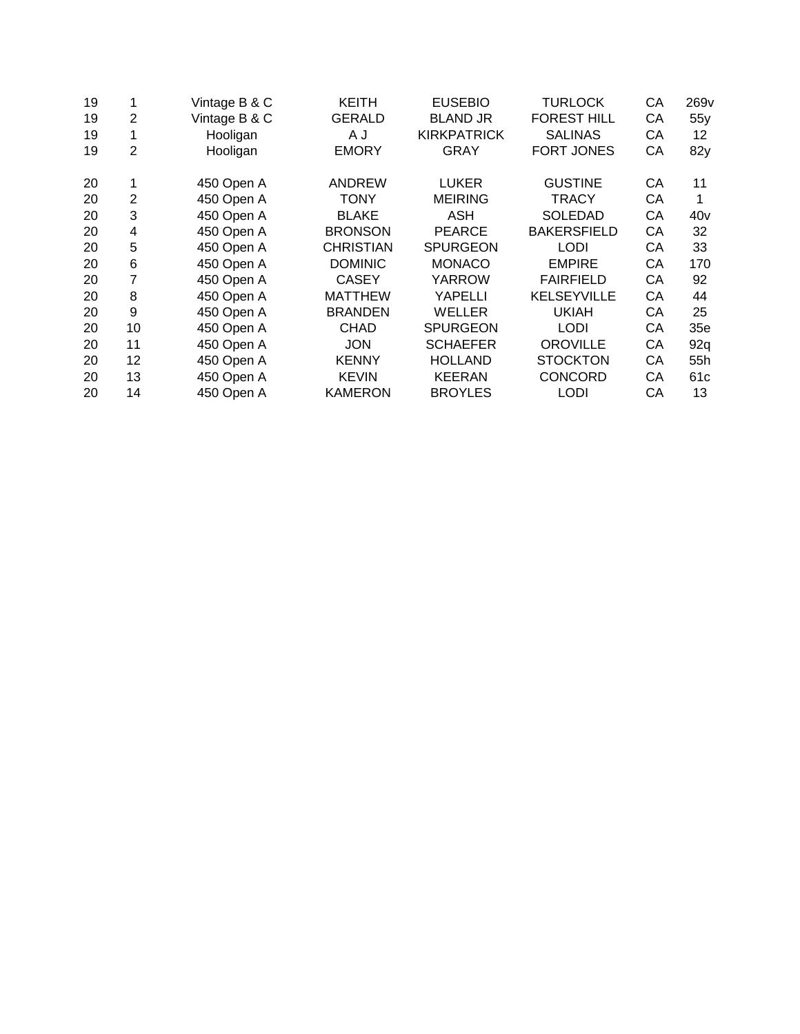| | | | | | | | |
|---|---|---|---|---|---|---|---|
| 19 | 1 | Vintage B & C | KEITH | EUSEBIO | TURLOCK | CA | 269v |
| 19 | 2 | Vintage B & C | GERALD | BLAND JR | FOREST HILL | CA | 55y |
| 19 | 1 | Hooligan | A J | KIRKPATRICK | SALINAS | CA | 12 |
| 19 | 2 | Hooligan | EMORY | GRAY | FORT JONES | CA | 82y |
| | | | | | | | |
| 20 | 1 | 450 Open A | ANDREW | LUKER | GUSTINE | CA | 11 |
| 20 | 2 | 450 Open A | TONY | MEIRING | TRACY | CA | 1 |
| 20 | 3 | 450 Open A | BLAKE | ASH | SOLEDAD | CA | 40v |
| 20 | 4 | 450 Open A | BRONSON | PEARCE | BAKERSFIELD | CA | 32 |
| 20 | 5 | 450 Open A | CHRISTIAN | SPURGEON | LODI | CA | 33 |
| 20 | 6 | 450 Open A | DOMINIC | MONACO | EMPIRE | CA | 170 |
| 20 | 7 | 450 Open A | CASEY | YARROW | FAIRFIELD | CA | 92 |
| 20 | 8 | 450 Open A | MATTHEW | YAPELLI | KELSEYVILLE | CA | 44 |
| 20 | 9 | 450 Open A | BRANDEN | WELLER | UKIAH | CA | 25 |
| 20 | 10 | 450 Open A | CHAD | SPURGEON | LODI | CA | 35e |
| 20 | 11 | 450 Open A | JON | SCHAEFER | OROVILLE | CA | 92q |
| 20 | 12 | 450 Open A | KENNY | HOLLAND | STOCKTON | CA | 55h |
| 20 | 13 | 450 Open A | KEVIN | KEERAN | CONCORD | CA | 61c |
| 20 | 14 | 450 Open A | KAMERON | BROYLES | LODI | CA | 13 |